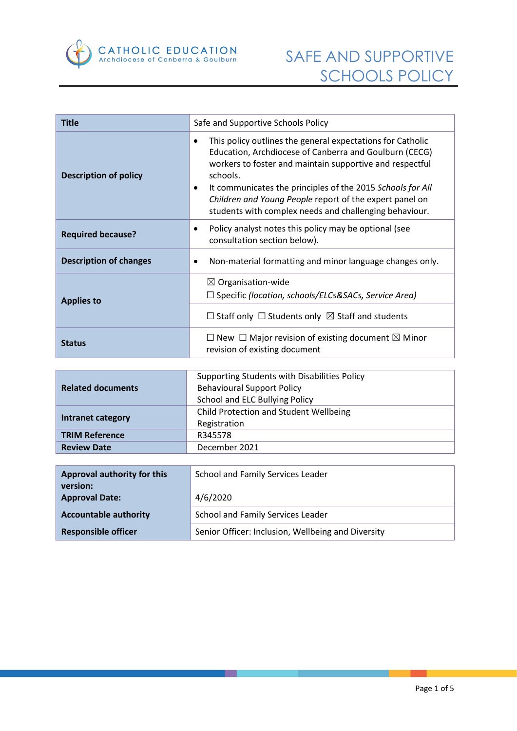# SAFE AND SUPPORTIVE SCHOOLS POLICY

| Title | Safe and Supportive Schools Policy |
|---|---|
| **Description of policy** | • This policy outlines the general expectations for Catholic Education, Archdiocese of Canberra and Goulburn (CECG) workers to foster and maintain supportive and respectful schools.<br>• It communicates the principles of the 2015 *Schools for All Children and Young People* report of the expert panel on students with complex needs and challenging behaviour. |
| **Required because?** | • Policy analyst notes this policy may be optional (see consultation section below). |
| **Description of changes** | • Non-material formatting and minor language changes only. |
| **Applies to** | ☒ Organisation-wide<br>☐ Specific *(location, schools/ELCs&SACs, Service Area)* |
| | ☐ Staff only ☐ Students only ☒ Staff and students |
| **Status** | ☐ New ☐ Major revision of existing document ☒ Minor revision of existing document |

| Related documents | Supporting Students with Disabilities Policy<br>Behavioural Support Policy<br>School and ELC Bullying Policy |
|---|---|
| **Intranet category** | Child Protection and Student Wellbeing<br>Registration |
| **TRIM Reference** | R345578 |
| **Review Date** | December 2021 |

| Approval authority for this version: | School and Family Services Leader |
|---|---|
| **Approval Date:** | 4/6/2020 |
| **Accountable authority** | School and Family Services Leader |
| **Responsible officer** | Senior Officer: Inclusion, Wellbeing and Diversity |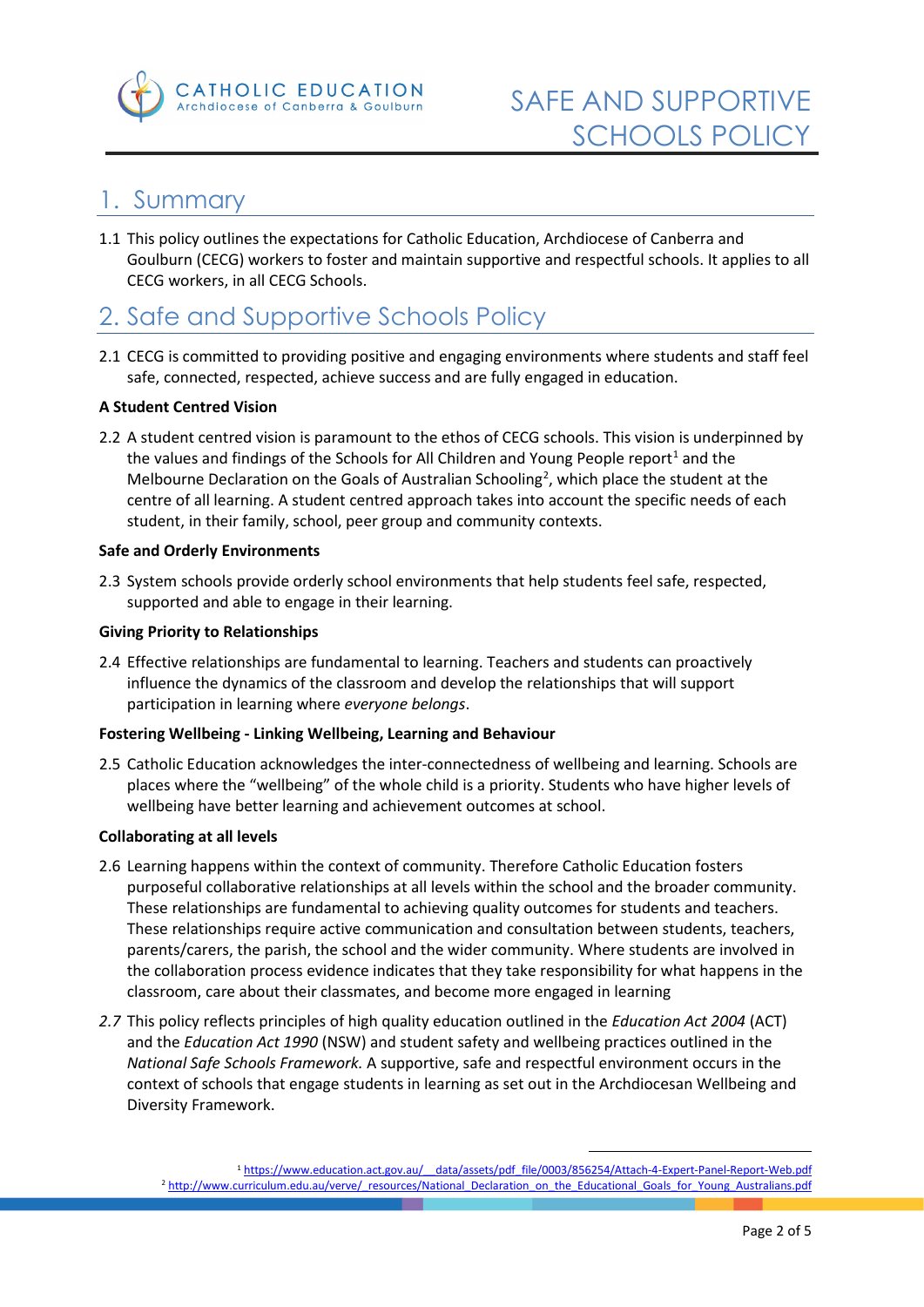## 1. Summary

1.1 This policy outlines the expectations for Catholic Education, Archdiocese of Canberra and Goulburn (CECG) workers to foster and maintain supportive and respectful schools. It applies to all CECG workers, in all CECG Schools.

## 2. Safe and Supportive Schools Policy

2.1 CECG is committed to providing positive and engaging environments where students and staff feel safe, connected, respected, achieve success and are fully engaged in education.

**A Student Centred Vision**

2.2 A student centred vision is paramount to the ethos of CECG schools. This vision is underpinned by the values and findings of the Schools for All Children and Young People report[1] and the Melbourne Declaration on the Goals of Australian Schooling[2], which place the student at the centre of all learning. A student centred approach takes into account the specific needs of each student, in their family, school, peer group and community contexts.

**Safe and Orderly Environments**

2.3 System schools provide orderly school environments that help students feel safe, respected, supported and able to engage in their learning.

**Giving Priority to Relationships**

2.4 Effective relationships are fundamental to learning. Teachers and students can proactively influence the dynamics of the classroom and develop the relationships that will support participation in learning where *everyone belongs*.

**Fostering Wellbeing - Linking Wellbeing, Learning and Behaviour**

2.5 Catholic Education acknowledges the inter-connectedness of wellbeing and learning. Schools are places where the "wellbeing" of the whole child is a priority. Students who have higher levels of wellbeing have better learning and achievement outcomes at school.

**Collaborating at all levels**

2.6 Learning happens within the context of community. Therefore Catholic Education fosters purposeful collaborative relationships at all levels within the school and the broader community. These relationships are fundamental to achieving quality outcomes for students and teachers. These relationships require active communication and consultation between students, teachers, parents/carers, the parish, the school and the wider community. Where students are involved in the collaboration process evidence indicates that they take responsibility for what happens in the classroom, care about their classmates, and become more engaged in learning

*2.7* This policy reflects principles of high quality education outlined in the *Education Act 2004* (ACT) and the *Education Act 1990* (NSW) and student safety and wellbeing practices outlined in the *National Safe Schools Framework.* A supportive, safe and respectful environment occurs in the context of schools that engage students in learning as set out in the Archdiocesan Wellbeing and Diversity Framework.

---

[1] https://www.education.act.gov.au/__data/assets/pdf_file/0003/856254/Attach-4-Expert-Panel-Report-Web.pdf

[2] http://www.curriculum.edu.au/verve/_resources/National_Declaration_on_the_Educational_Goals_for_Young_Australians.pdf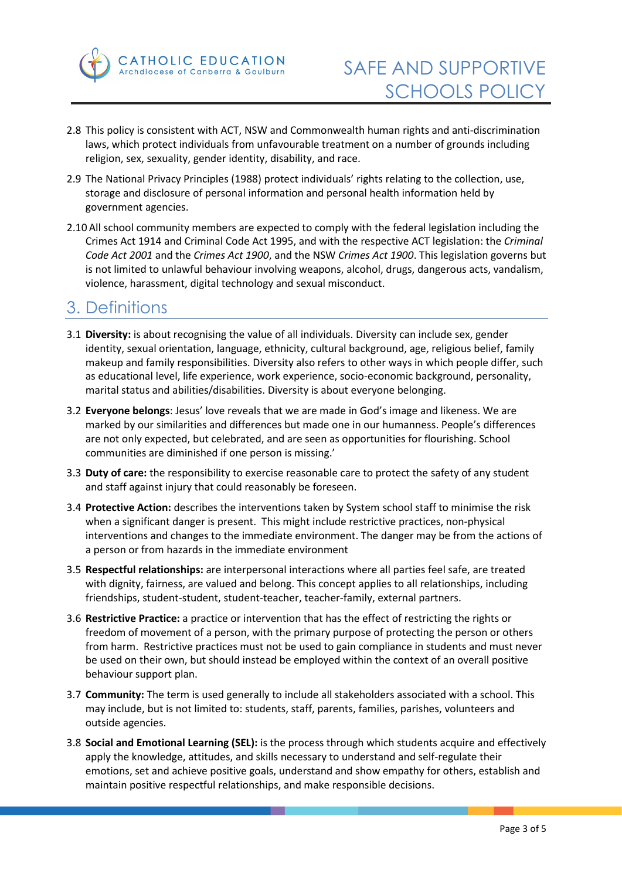2.8 This policy is consistent with ACT, NSW and Commonwealth human rights and anti-discrimination laws, which protect individuals from unfavourable treatment on a number of grounds including religion, sex, sexuality, gender identity, disability, and race.

2.9 The National Privacy Principles (1988) protect individuals' rights relating to the collection, use, storage and disclosure of personal information and personal health information held by government agencies.

2.10 All school community members are expected to comply with the federal legislation including the Crimes Act 1914 and Criminal Code Act 1995, and with the respective ACT legislation: the *Criminal Code Act 2001* and the *Crimes Act 1900*, and the NSW *Crimes Act 1900*. This legislation governs but is not limited to unlawful behaviour involving weapons, alcohol, drugs, dangerous acts, vandalism, violence, harassment, digital technology and sexual misconduct.

## 3. Definitions

3.1 **Diversity:** is about recognising the value of all individuals. Diversity can include sex, gender identity, sexual orientation, language, ethnicity, cultural background, age, religious belief, family makeup and family responsibilities. Diversity also refers to other ways in which people differ, such as educational level, life experience, work experience, socio-economic background, personality, marital status and abilities/disabilities. Diversity is about everyone belonging.

3.2 **Everyone belongs**: Jesus' love reveals that we are made in God's image and likeness. We are marked by our similarities and differences but made one in our humanness. People's differences are not only expected, but celebrated, and are seen as opportunities for flourishing. School communities are diminished if one person is missing.'

3.3 **Duty of care:** the responsibility to exercise reasonable care to protect the safety of any student and staff against injury that could reasonably be foreseen.

3.4 **Protective Action:** describes the interventions taken by System school staff to minimise the risk when a significant danger is present. This might include restrictive practices, non-physical interventions and changes to the immediate environment. The danger may be from the actions of a person or from hazards in the immediate environment

3.5 **Respectful relationships:** are interpersonal interactions where all parties feel safe, are treated with dignity, fairness, are valued and belong. This concept applies to all relationships, including friendships, student-student, student-teacher, teacher-family, external partners.

3.6 **Restrictive Practice:** a practice or intervention that has the effect of restricting the rights or freedom of movement of a person, with the primary purpose of protecting the person or others from harm. Restrictive practices must not be used to gain compliance in students and must never be used on their own, but should instead be employed within the context of an overall positive behaviour support plan.

3.7 **Community:** The term is used generally to include all stakeholders associated with a school. This may include, but is not limited to: students, staff, parents, families, parishes, volunteers and outside agencies.

3.8 **Social and Emotional Learning (SEL):** is the process through which students acquire and effectively apply the knowledge, attitudes, and skills necessary to understand and self-regulate their emotions, set and achieve positive goals, understand and show empathy for others, establish and maintain positive respectful relationships, and make responsible decisions.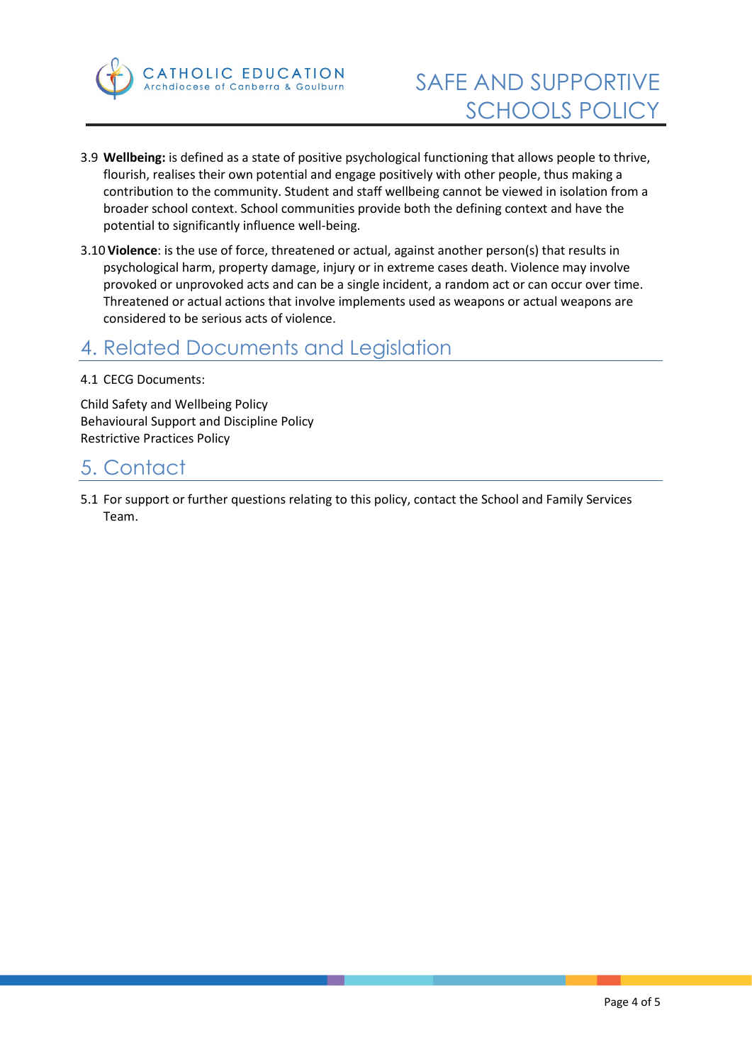3.9 **Wellbeing:** is defined as a state of positive psychological functioning that allows people to thrive, flourish, realises their own potential and engage positively with other people, thus making a contribution to the community. Student and staff wellbeing cannot be viewed in isolation from a broader school context. School communities provide both the defining context and have the potential to significantly influence well-being.

3.10 **Violence**: is the use of force, threatened or actual, against another person(s) that results in psychological harm, property damage, injury or in extreme cases death. Violence may involve provoked or unprovoked acts and can be a single incident, a random act or can occur over time. Threatened or actual actions that involve implements used as weapons or actual weapons are considered to be serious acts of violence.

## 4. Related Documents and Legislation

4.1 CECG Documents:

Child Safety and Wellbeing Policy
Behavioural Support and Discipline Policy
Restrictive Practices Policy

## 5. Contact

5.1 For support or further questions relating to this policy, contact the School and Family Services Team.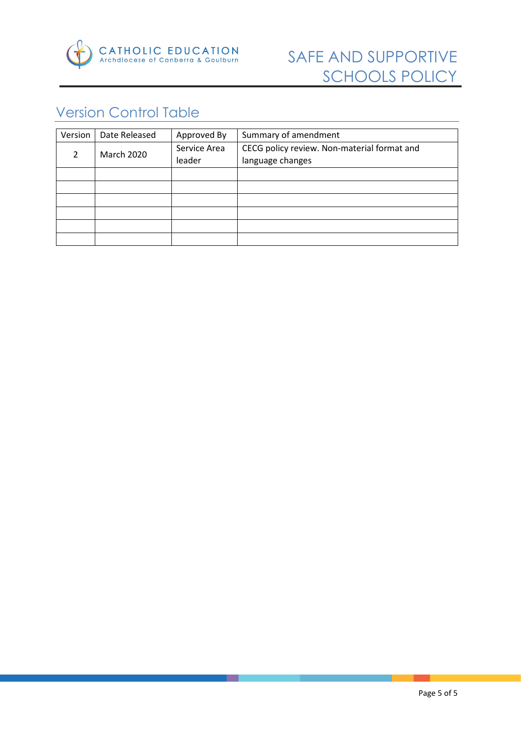## Version Control Table

| Version | Date Released | Approved By | Summary of amendment |
|---|---|---|---|
| 2 | March 2020 | Service Area leader | CECG policy review. Non-material format and language changes |
| | | | |
| | | | |
| | | | |
| | | | |
| | | | |
| | | | |